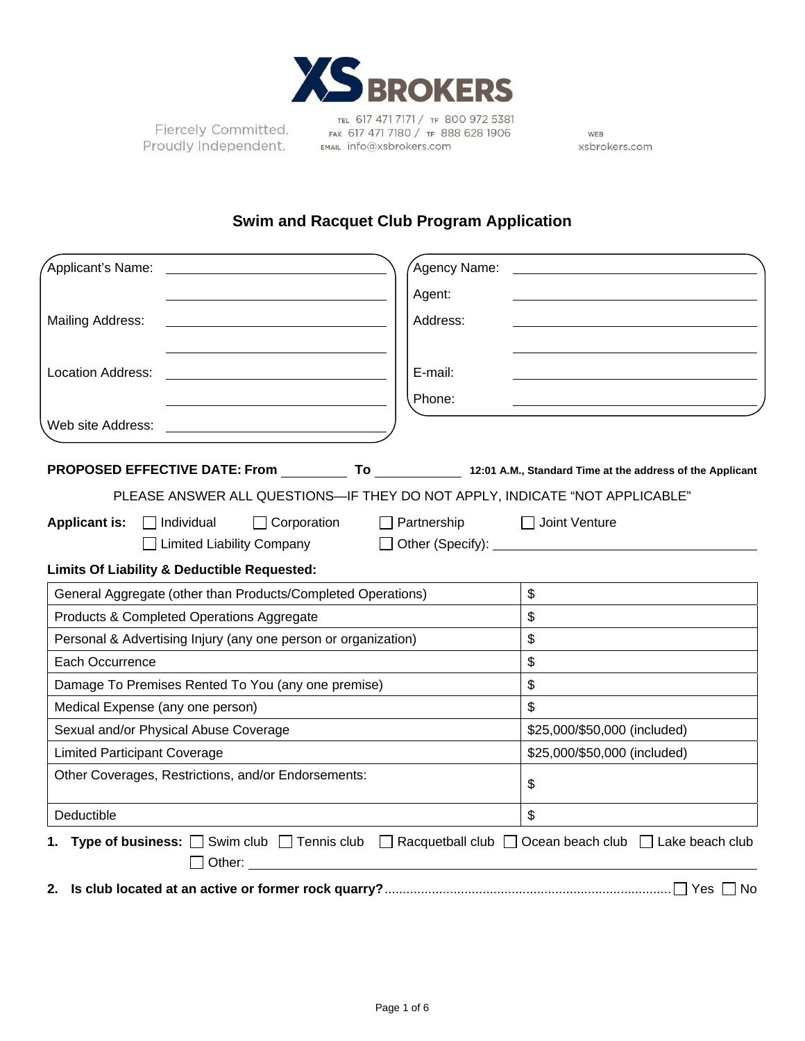XS BROKERS

Fiercely Committed.
Proudly Independent.

TEL 617 471 7171 / TF 800 972 5381
FAX 617 471 7180 / TF 888 628 1906
EMAIL info@xsbrokers.com

WEB xsbrokers.com

## Swim and Racquet Club Program Application

Applicant's Name: ______________________
______________________
Mailing Address: ______________________
______________________
Location Address: ______________________
______________________
Web site Address: ______________________

Agency Name: ______________________
Agent: ______________________
Address: ______________________
______________________
E-mail: ______________________
Phone: ______________________

**PROPOSED EFFECTIVE DATE: From** __________ **To** __________ **12:01 A.M., Standard Time at the address of the Applicant**

PLEASE ANSWER ALL QUESTIONS—IF THEY DO NOT APPLY, INDICATE "NOT APPLICABLE"

**Applicant is:** ☐ Individual ☐ Corporation ☐ Partnership ☐ Joint Venture ☐ Limited Liability Company ☐ Other (Specify): __________

**Limits Of Liability & Deductible Requested:**

| | |
|---|---|
| General Aggregate (other than Products/Completed Operations) | $ |
| Products & Completed Operations Aggregate | $ |
| Personal & Advertising Injury (any one person or organization) | $ |
| Each Occurrence | $ |
| Damage To Premises Rented To You (any one premise) | $ |
| Medical Expense (any one person) | $ |
| Sexual and/or Physical Abuse Coverage | $25,000/$50,000 (included) |
| Limited Participant Coverage | $25,000/$50,000 (included) |
| Other Coverages, Restrictions, and/or Endorsements: | $ |
| Deductible | $ |

1. **Type of business:** ☐ Swim club ☐ Tennis club ☐ Racquetball club ☐ Ocean beach club ☐ Lake beach club ☐ Other: __________

2. **Is club located at an active or former rock quarry?** ☐ Yes ☐ No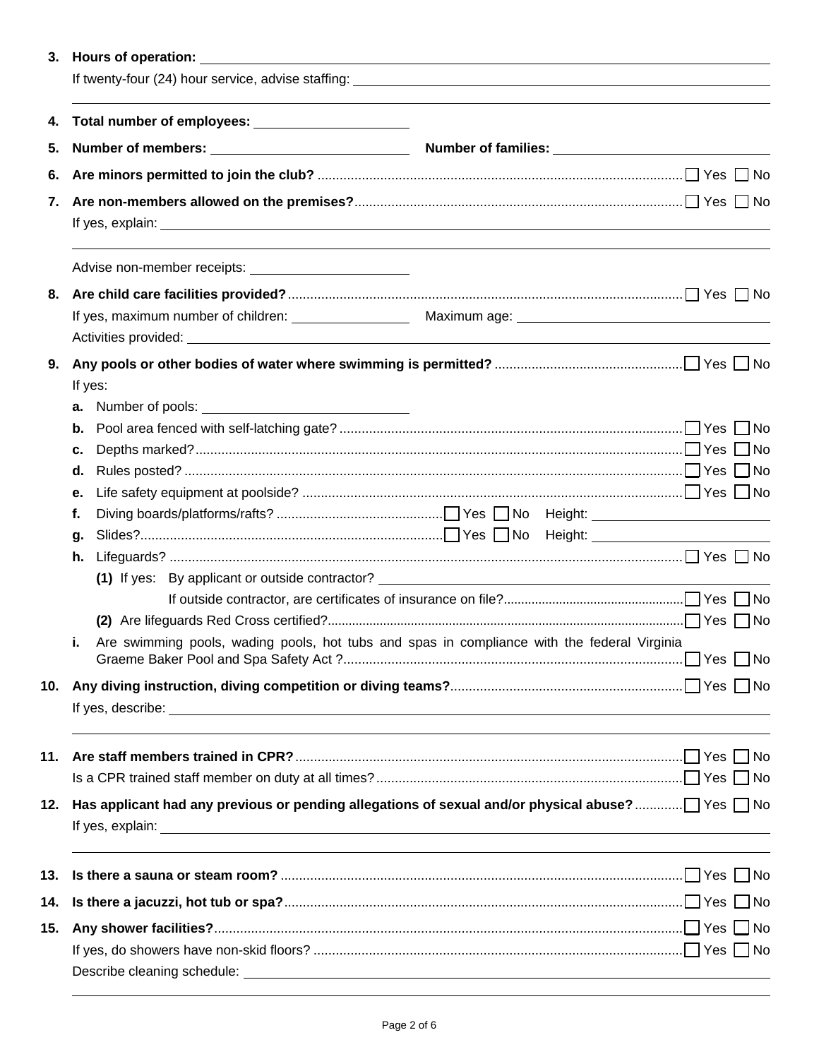**3. Hours of operation:** \_\_\_\_\_\_\_\_\_\_\_\_\_\_\_\_\_\_\_\_

If twenty-four (24) hour service, advise staffing: \_\_\_\_\_\_\_\_\_\_\_\_\_\_\_\_\_\_\_\_

**4. Total number of employees:** \_\_\_\_\_\_\_\_\_\_\_\_\_\_\_\_\_\_\_\_

**5. Number of members:** \_\_\_\_\_\_\_\_\_\_\_\_\_\_\_\_\_\_\_\_ **Number of families:** \_\_\_\_\_\_\_\_\_\_\_\_\_\_\_\_\_\_\_\_

**6. Are minors permitted to join the club?** ☐ Yes ☐ No

**7. Are non-members allowed on the premises?** ☐ Yes ☐ No

If yes, explain: \_\_\_\_\_\_\_\_\_\_\_\_\_\_\_\_\_\_\_\_

Advise non-member receipts: \_\_\_\_\_\_\_\_\_\_\_\_\_\_\_\_\_\_\_\_

**8. Are child care facilities provided?** ☐ Yes ☐ No

If yes, maximum number of children: \_\_\_\_\_\_\_\_\_\_\_\_\_\_\_\_\_\_\_\_ Maximum age: \_\_\_\_\_\_\_\_\_\_\_\_\_\_\_\_\_\_\_\_

Activities provided: \_\_\_\_\_\_\_\_\_\_\_\_\_\_\_\_\_\_\_\_

**9. Any pools or other bodies of water where swimming is permitted?** ☐ Yes ☐ No

If yes:

**a.** Number of pools: \_\_\_\_\_\_\_\_\_\_\_\_\_\_\_\_\_\_\_\_

**b.** Pool area fenced with self-latching gate? ☐ Yes ☐ No

**c.** Depths marked? ☐ Yes ☐ No

**d.** Rules posted? ☐ Yes ☐ No

**e.** Life safety equipment at poolside? ☐ Yes ☐ No

**f.** Diving boards/platforms/rafts? ☐ Yes ☐ No Height: \_\_\_\_\_\_\_\_\_\_\_\_\_\_\_\_\_\_\_\_

**g.** Slides? ☐ Yes ☐ No Height: \_\_\_\_\_\_\_\_\_\_\_\_\_\_\_\_\_\_\_\_

**h.** Lifeguards? ☐ Yes ☐ No

**(1)** If yes: By applicant or outside contractor? \_\_\_\_\_\_\_\_\_\_\_\_\_\_\_\_\_\_\_\_

If outside contractor, are certificates of insurance on file? ☐ Yes ☐ No

**(2)** Are lifeguards Red Cross certified? ☐ Yes ☐ No

**i.** Are swimming pools, wading pools, hot tubs and spas in compliance with the federal Virginia Graeme Baker Pool and Spa Safety Act ? ☐ Yes ☐ No

**10. Any diving instruction, diving competition or diving teams?** ☐ Yes ☐ No

If yes, describe: \_\_\_\_\_\_\_\_\_\_\_\_\_\_\_\_\_\_\_\_

**11. Are staff members trained in CPR?** ☐ Yes ☐ No

Is a CPR trained staff member on duty at all times? ☐ Yes ☐ No

**12. Has applicant had any previous or pending allegations of sexual and/or physical abuse?** ☐ Yes ☐ No

If yes, explain: \_\_\_\_\_\_\_\_\_\_\_\_\_\_\_\_\_\_\_\_

**13. Is there a sauna or steam room?** ☐ Yes ☐ No

**14. Is there a jacuzzi, hot tub or spa?** ☐ Yes ☐ No

**15. Any shower facilities?** ☐ Yes ☐ No

If yes, do showers have non-skid floors? ☐ Yes ☐ No

Describe cleaning schedule: \_\_\_\_\_\_\_\_\_\_\_\_\_\_\_\_\_\_\_\_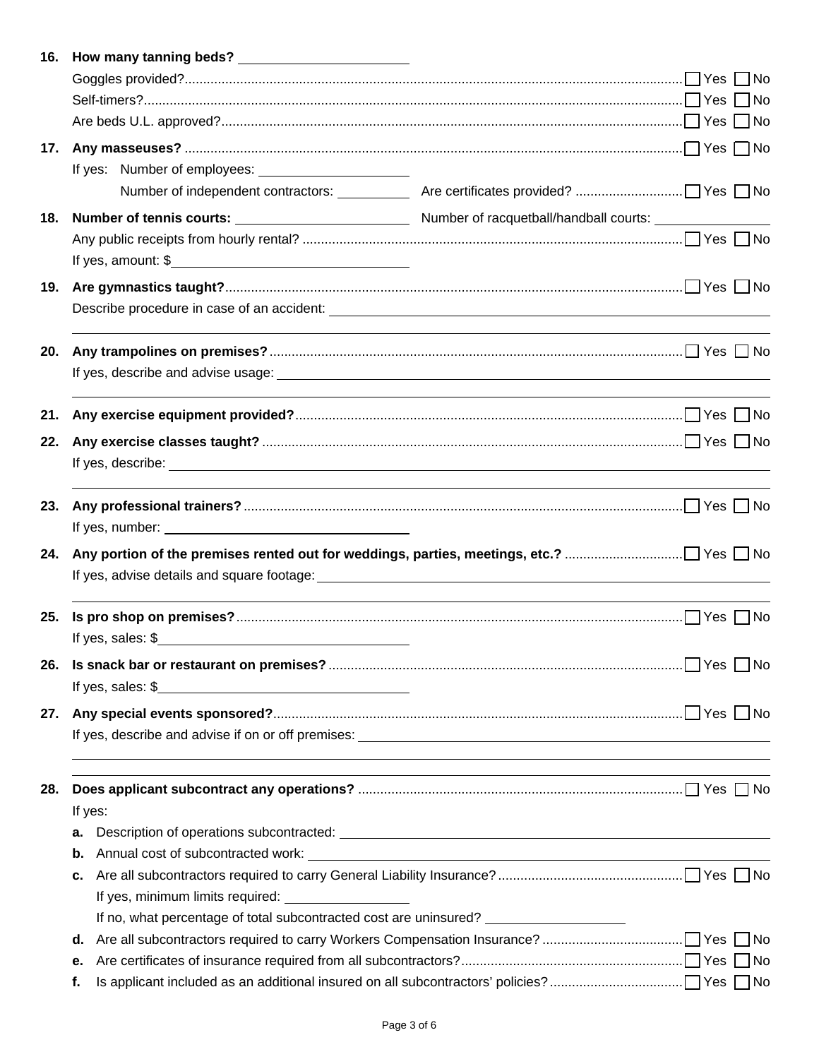**16. How many tanning beds?** ______________________

Goggles provided? ☐ Yes ☐ No

Self-timers? ☐ Yes ☐ No

Are beds U.L. approved? ☐ Yes ☐ No

**17. Any masseuses?** ☐ Yes ☐ No

If yes: Number of employees: ____________________

Number of independent contractors: __________ Are certificates provided? ☐ Yes ☐ No

**18. Number of tennis courts:** ______________________ Number of racquetball/handball courts: ______________

Any public receipts from hourly rental? ☐ Yes ☐ No

If yes, amount: $______________________________

**19. Are gymnastics taught?** ☐ Yes ☐ No

Describe procedure in case of an accident: ______________________________________________

______________________________________________________________________________

**20. Any trampolines on premises?** ☐ Yes ☐ No

If yes, describe and advise usage: ______________________________________________

______________________________________________________________________________

**21. Any exercise equipment provided?** ☐ Yes ☐ No

**22. Any exercise classes taught?** ☐ Yes ☐ No

If yes, describe: ______________________________________________

______________________________________________________________________________

**23. Any professional trainers?** ☐ Yes ☐ No

If yes, number: ______________________________

**24. Any portion of the premises rented out for weddings, parties, meetings, etc.?** ☐ Yes ☐ No

If yes, advise details and square footage: ______________________________________________

______________________________________________________________________________

**25. Is pro shop on premises?** ☐ Yes ☐ No

If yes, sales: $______________________________

**26. Is snack bar or restaurant on premises?** ☐ Yes ☐ No

If yes, sales: $______________________________

**27. Any special events sponsored?** ☐ Yes ☐ No

If yes, describe and advise if on or off premises: ______________________________________________

______________________________________________________________________________

______________________________________________________________________________

**28. Does applicant subcontract any operations?** ☐ Yes ☐ No

If yes:

**a.** Description of operations subcontracted: ______________________________________________

**b.** Annual cost of subcontracted work: ______________________________________________

**c.** Are all subcontractors required to carry General Liability Insurance? ☐ Yes ☐ No

If yes, minimum limits required: ________________

If no, what percentage of total subcontracted cost are uninsured? __________________

**d.** Are all subcontractors required to carry Workers Compensation Insurance? ☐ Yes ☐ No

**e.** Are certificates of insurance required from all subcontractors? ☐ Yes ☐ No

**f.** Is applicant included as an additional insured on all subcontractors' policies? ☐ Yes ☐ No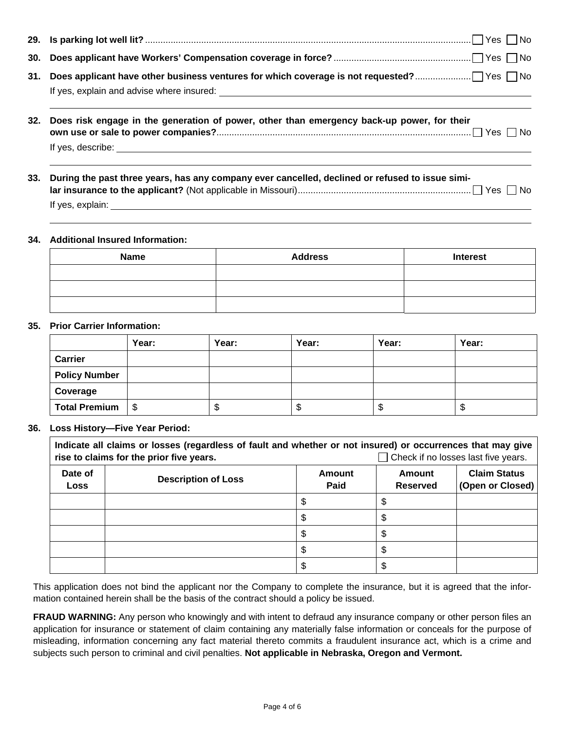**29. Is parking lot well lit?** ☐ Yes ☐ No

**30. Does applicant have Workers' Compensation coverage in force?** ☐ Yes ☐ No

**31. Does applicant have other business ventures for which coverage is not requested?** ☐ Yes ☐ No

If yes, explain and advise where insured: \_\_\_\_\_\_\_\_\_\_\_\_\_\_\_\_\_\_\_\_\_\_\_\_\_\_\_\_\_\_\_\_\_\_\_\_\_\_\_\_

**32. Does risk engage in the generation of power, other than emergency back-up power, for their own use or sale to power companies?** ☐ Yes ☐ No

If yes, describe: \_\_\_\_\_\_\_\_\_\_\_\_\_\_\_\_\_\_\_\_\_\_\_\_\_\_\_\_\_\_\_\_\_\_\_\_\_\_\_\_

**33. During the past three years, has any company ever cancelled, declined or refused to issue similar insurance to the applicant?** (Not applicable in Missouri) ☐ Yes ☐ No

If yes, explain: \_\_\_\_\_\_\_\_\_\_\_\_\_\_\_\_\_\_\_\_\_\_\_\_\_\_\_\_\_\_\_\_\_\_\_\_\_\_\_\_

**34. Additional Insured Information:**

| Name | Address | Interest |
|---|---|---|
| | | |
| | | |
| | | |

**35. Prior Carrier Information:**

| | Year: | Year: | Year: | Year: | Year: |
|---|---|---|---|---|---|
| **Carrier** | | | | | |
| **Policy Number** | | | | | |
| **Coverage** | | | | | |
| **Total Premium** | $ | $ | $ | $ | $ |

**36. Loss History—Five Year Period:**

**Indicate all claims or losses (regardless of fault and whether or not insured) or occurrences that may give rise to claims for the prior five years.** ☐ Check if no losses last five years.

| Date of Loss | Description of Loss | Amount Paid | Amount Reserved | Claim Status (Open or Closed) |
|---|---|---|---|---|
| | | $ | $ | |
| | | $ | $ | |
| | | $ | $ | |
| | | $ | $ | |
| | | $ | $ | |

This application does not bind the applicant nor the Company to complete the insurance, but it is agreed that the information contained herein shall be the basis of the contract should a policy be issued.

**FRAUD WARNING:** Any person who knowingly and with intent to defraud any insurance company or other person files an application for insurance or statement of claim containing any materially false information or conceals for the purpose of misleading, information concerning any fact material thereto commits a fraudulent insurance act, which is a crime and subjects such person to criminal and civil penalties. **Not applicable in Nebraska, Oregon and Vermont.**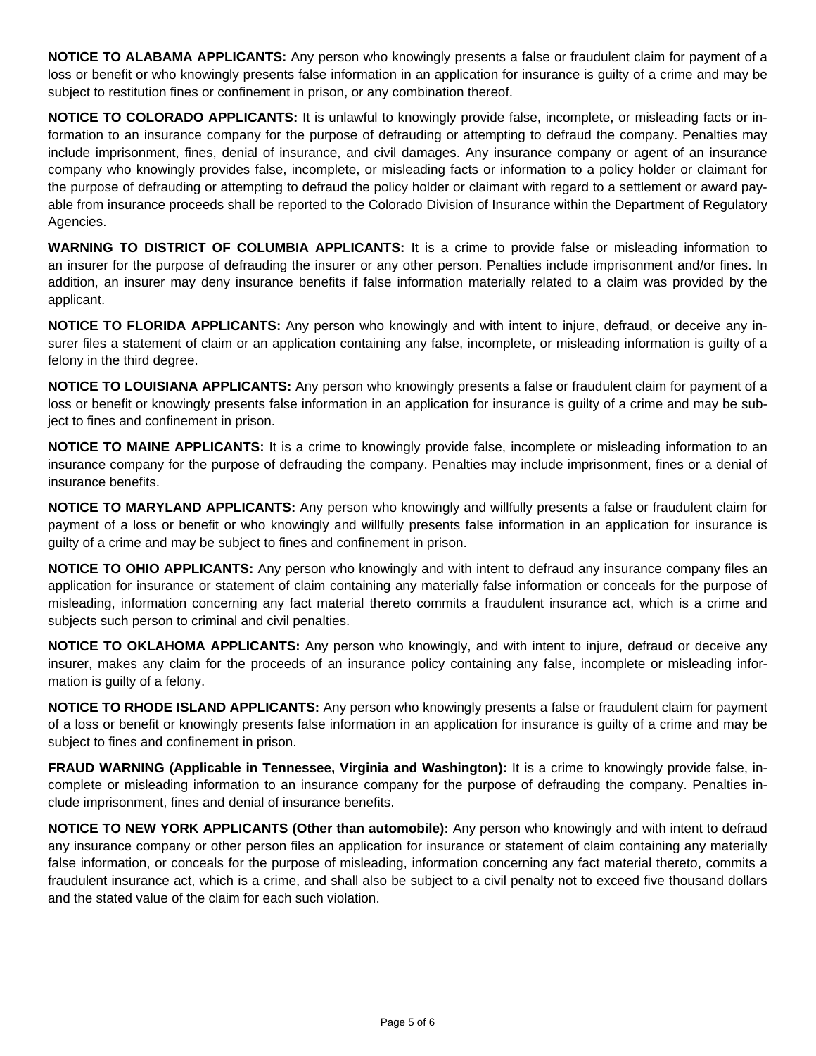**NOTICE TO ALABAMA APPLICANTS:** Any person who knowingly presents a false or fraudulent claim for payment of a loss or benefit or who knowingly presents false information in an application for insurance is guilty of a crime and may be subject to restitution fines or confinement in prison, or any combination thereof.

**NOTICE TO COLORADO APPLICANTS:** It is unlawful to knowingly provide false, incomplete, or misleading facts or information to an insurance company for the purpose of defrauding or attempting to defraud the company. Penalties may include imprisonment, fines, denial of insurance, and civil damages. Any insurance company or agent of an insurance company who knowingly provides false, incomplete, or misleading facts or information to a policy holder or claimant for the purpose of defrauding or attempting to defraud the policy holder or claimant with regard to a settlement or award payable from insurance proceeds shall be reported to the Colorado Division of Insurance within the Department of Regulatory Agencies.

**WARNING TO DISTRICT OF COLUMBIA APPLICANTS:** It is a crime to provide false or misleading information to an insurer for the purpose of defrauding the insurer or any other person. Penalties include imprisonment and/or fines. In addition, an insurer may deny insurance benefits if false information materially related to a claim was provided by the applicant.

**NOTICE TO FLORIDA APPLICANTS:** Any person who knowingly and with intent to injure, defraud, or deceive any insurer files a statement of claim or an application containing any false, incomplete, or misleading information is guilty of a felony in the third degree.

**NOTICE TO LOUISIANA APPLICANTS:** Any person who knowingly presents a false or fraudulent claim for payment of a loss or benefit or knowingly presents false information in an application for insurance is guilty of a crime and may be subject to fines and confinement in prison.

**NOTICE TO MAINE APPLICANTS:** It is a crime to knowingly provide false, incomplete or misleading information to an insurance company for the purpose of defrauding the company. Penalties may include imprisonment, fines or a denial of insurance benefits.

**NOTICE TO MARYLAND APPLICANTS:** Any person who knowingly and willfully presents a false or fraudulent claim for payment of a loss or benefit or who knowingly and willfully presents false information in an application for insurance is guilty of a crime and may be subject to fines and confinement in prison.

**NOTICE TO OHIO APPLICANTS:** Any person who knowingly and with intent to defraud any insurance company files an application for insurance or statement of claim containing any materially false information or conceals for the purpose of misleading, information concerning any fact material thereto commits a fraudulent insurance act, which is a crime and subjects such person to criminal and civil penalties.

**NOTICE TO OKLAHOMA APPLICANTS:** Any person who knowingly, and with intent to injure, defraud or deceive any insurer, makes any claim for the proceeds of an insurance policy containing any false, incomplete or misleading information is guilty of a felony.

**NOTICE TO RHODE ISLAND APPLICANTS:** Any person who knowingly presents a false or fraudulent claim for payment of a loss or benefit or knowingly presents false information in an application for insurance is guilty of a crime and may be subject to fines and confinement in prison.

**FRAUD WARNING (Applicable in Tennessee, Virginia and Washington):** It is a crime to knowingly provide false, incomplete or misleading information to an insurance company for the purpose of defrauding the company. Penalties include imprisonment, fines and denial of insurance benefits.

**NOTICE TO NEW YORK APPLICANTS (Other than automobile):** Any person who knowingly and with intent to defraud any insurance company or other person files an application for insurance or statement of claim containing any materially false information, or conceals for the purpose of misleading, information concerning any fact material thereto, commits a fraudulent insurance act, which is a crime, and shall also be subject to a civil penalty not to exceed five thousand dollars and the stated value of the claim for each such violation.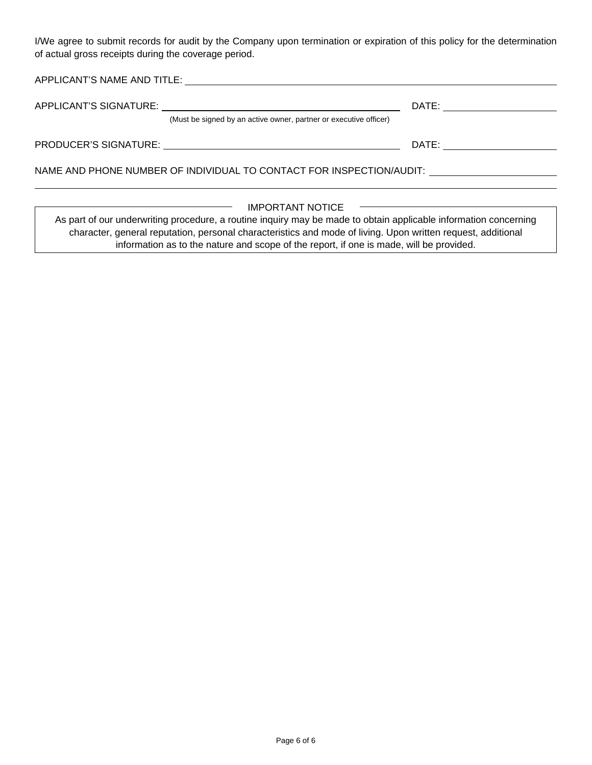I/We agree to submit records for audit by the Company upon termination or expiration of this policy for the determination of actual gross receipts during the coverage period.

APPLICANT'S NAME AND TITLE: ______________________________________________

APPLICANT'S SIGNATURE: ______________________________ DATE: ________________

(Must be signed by an active owner, partner or executive officer)

PRODUCER'S SIGNATURE: ______________________________ DATE: ________________

NAME AND PHONE NUMBER OF INDIVIDUAL TO CONTACT FOR INSPECTION/AUDIT: ________________

______________________________________________________________________

**IMPORTANT NOTICE**

As part of our underwriting procedure, a routine inquiry may be made to obtain applicable information concerning character, general reputation, personal characteristics and mode of living. Upon written request, additional information as to the nature and scope of the report, if one is made, will be provided.